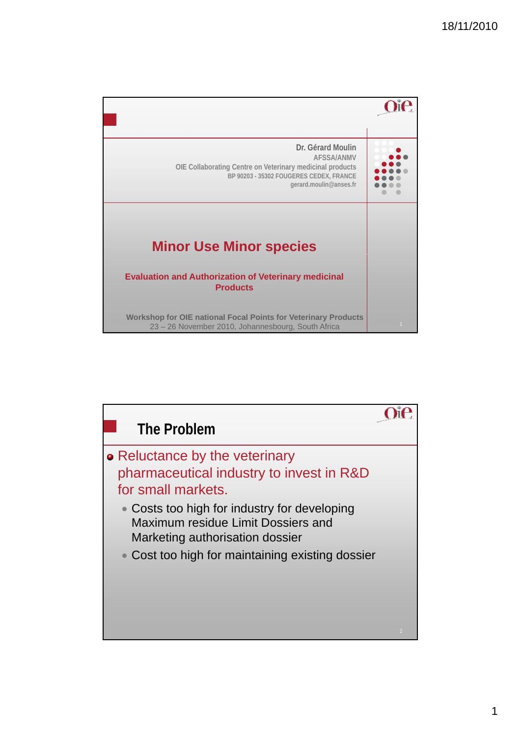Dr. Gérard Moulin
AFSSA/ANMV
OIE Collaborating Centre on Veterinary medicinal products
BP 90203 - 35302 FOUGERES CEDEX, FRANCE
gerard.moulin@anses.fr

# Minor Use Minor species

**Evaluation and Authorization of Veterinary medicinal Products**

**Workshop for OIE national Focal Points for Veterinary Products**
23 – 26 November 2010, Johannesbourg, South Africa

## The Problem

- Reluctance by the veterinary pharmaceutical industry to invest in R&D for small markets.
  - Costs too high for industry for developing Maximum residue Limit Dossiers and Marketing authorisation dossier
  - Cost too high for maintaining existing dossier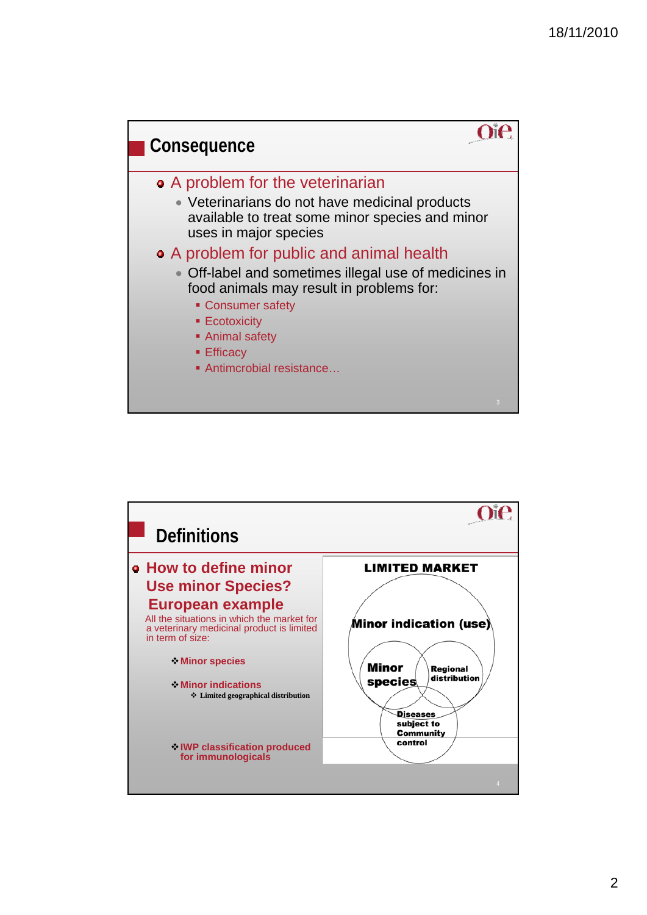## Consequence

- A problem for the veterinarian
  - Veterinarians do not have medicinal products available to treat some minor species and minor uses in major species
- A problem for public and animal health
  - Off-label and sometimes illegal use of medicines in food animals may result in problems for:
    - Consumer safety
    - Ecotoxicity
    - Animal safety
    - Efficacy
    - Antimcrobial resistance…

## Definitions

- **How to define minor Use minor Species? European example**

All the situations in which the market for a veterinary medicinal product is limited in term of size:

- ❖ **Minor species**
- ❖ **Minor indications**
  - ❖ Limited geographical distribution
- ❖ **IWP classification produced for immunologicals**

**LIMITED MARKET**

**Minor indication (use)**

**Minor species**

**Regional distribution**

**Diseases subject to Community control**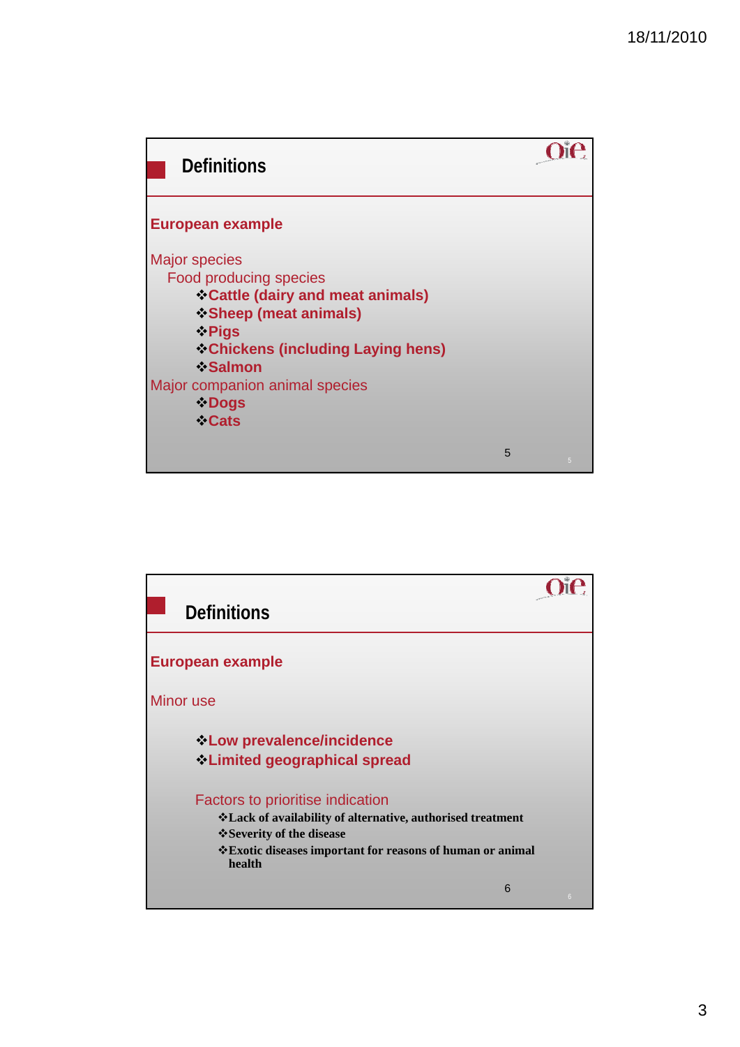## Definitions

**European example**

Major species

Food producing species

- **Cattle (dairy and meat animals)**
- **Sheep (meat animals)**
- **Pigs**
- **Chickens (including Laying hens)**
- **Salmon**

Major companion animal species

- **Dogs**
- **Cats**

## Definitions

**European example**

Minor use

- **Low prevalence/incidence**
- **Limited geographical spread**

Factors to prioritise indication

- **Lack of availability of alternative, authorised treatment**
- **Severity of the disease**
- **Exotic diseases important for reasons of human or animal health**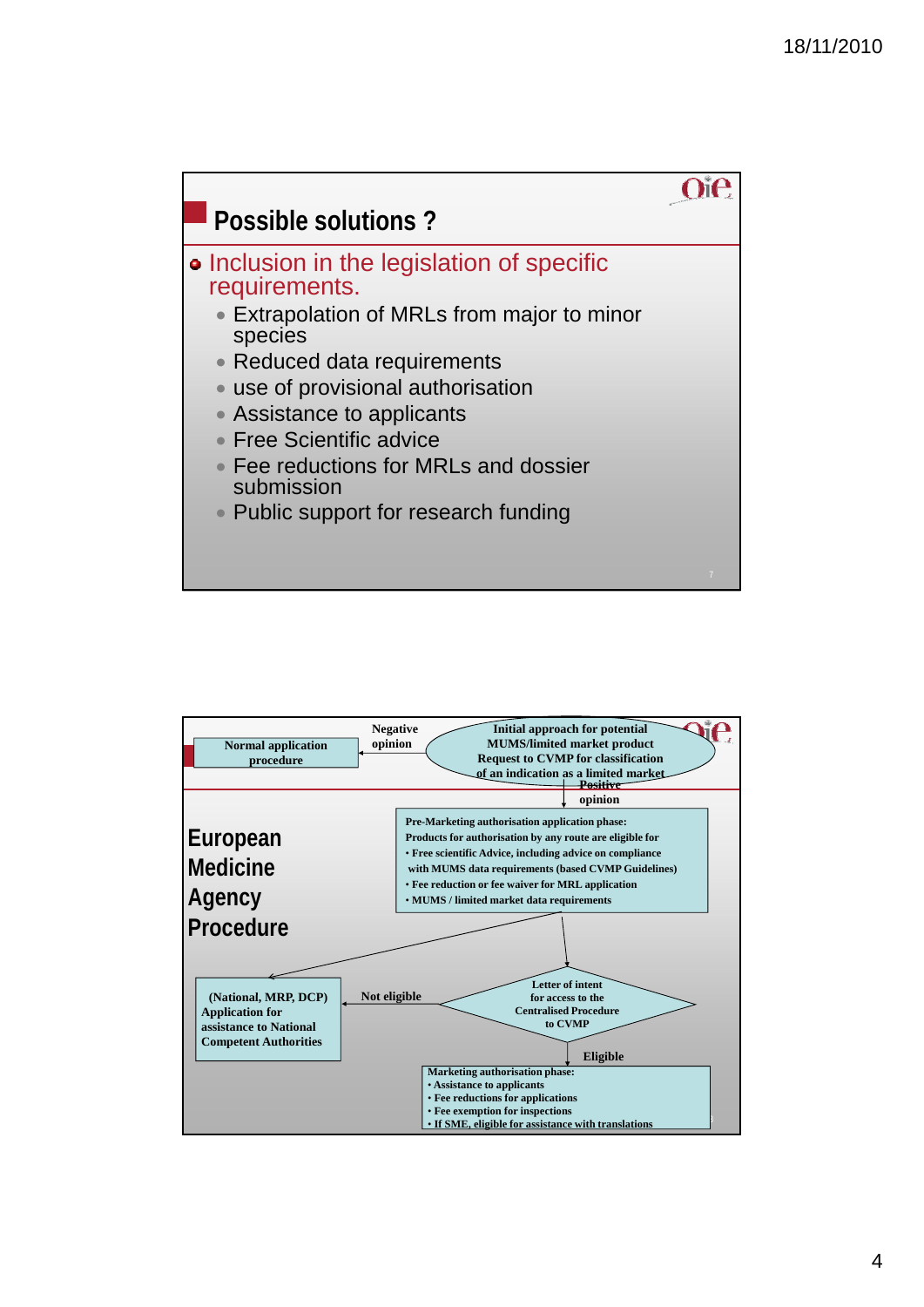## Possible solutions ?

- Inclusion in the legislation of specific requirements.
  - Extrapolation of MRLs from major to minor species
  - Reduced data requirements
  - use of provisional authorisation
  - Assistance to applicants
  - Free Scientific advice
  - Fee reductions for MRLs and dossier submission
  - Public support for research funding

## European Medicine Agency Procedure

Initial approach for potential MUMS/limited market product Request to CVMP for classification of an indication as a limited market

Negative opinion → Normal application procedure

Positive opinion →

Pre-Marketing authorisation application phase:
Products for authorisation by any route are eligible for
- Free scientific Advice, including advice on compliance with MUMS data requirements (based CVMP Guidelines)
- Fee reduction or fee waiver for MRL application
- MUMS / limited market data requirements

Letter of intent for access to the Centralised Procedure to CVMP

Not eligible → (National, MRP, DCP) Application for assistance to National Competent Authorities

Eligible →

Marketing authorisation phase:
- Assistance to applicants
- Fee reductions for applications
- Fee exemption for inspections
- If SME, eligible for assistance with translations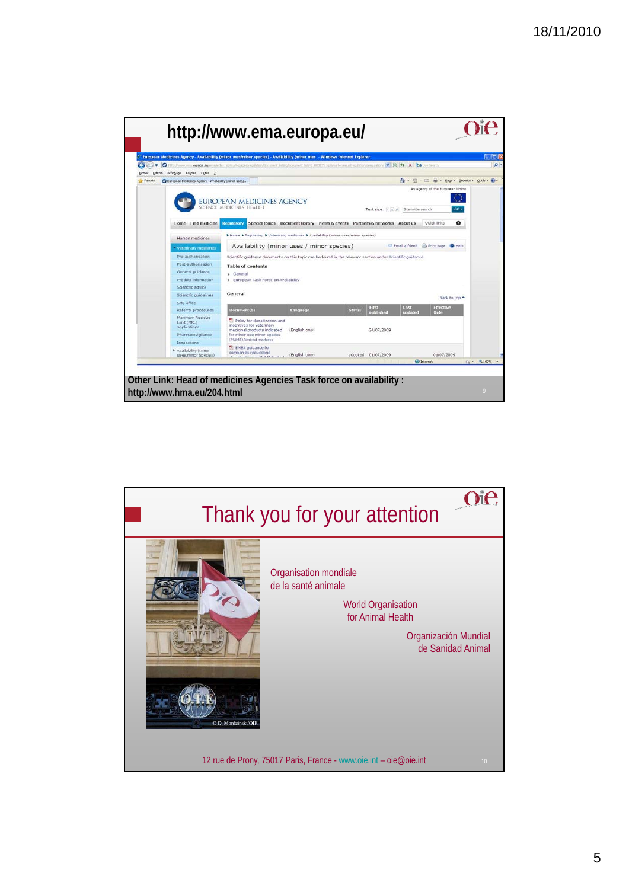## http://www.ema.europa.eu/

Other Link: Head of medicines Agencies Task force on availability : http://www.hma.eu/204.html

## Thank you for your attention

Organisation mondiale de la santé animale

World Organisation for Animal Health

Organización Mundial de Sanidad Animal

© D. Mordzinski/OIE

12 rue de Prony, 75017 Paris, France - www.oie.int – oie@oie.int